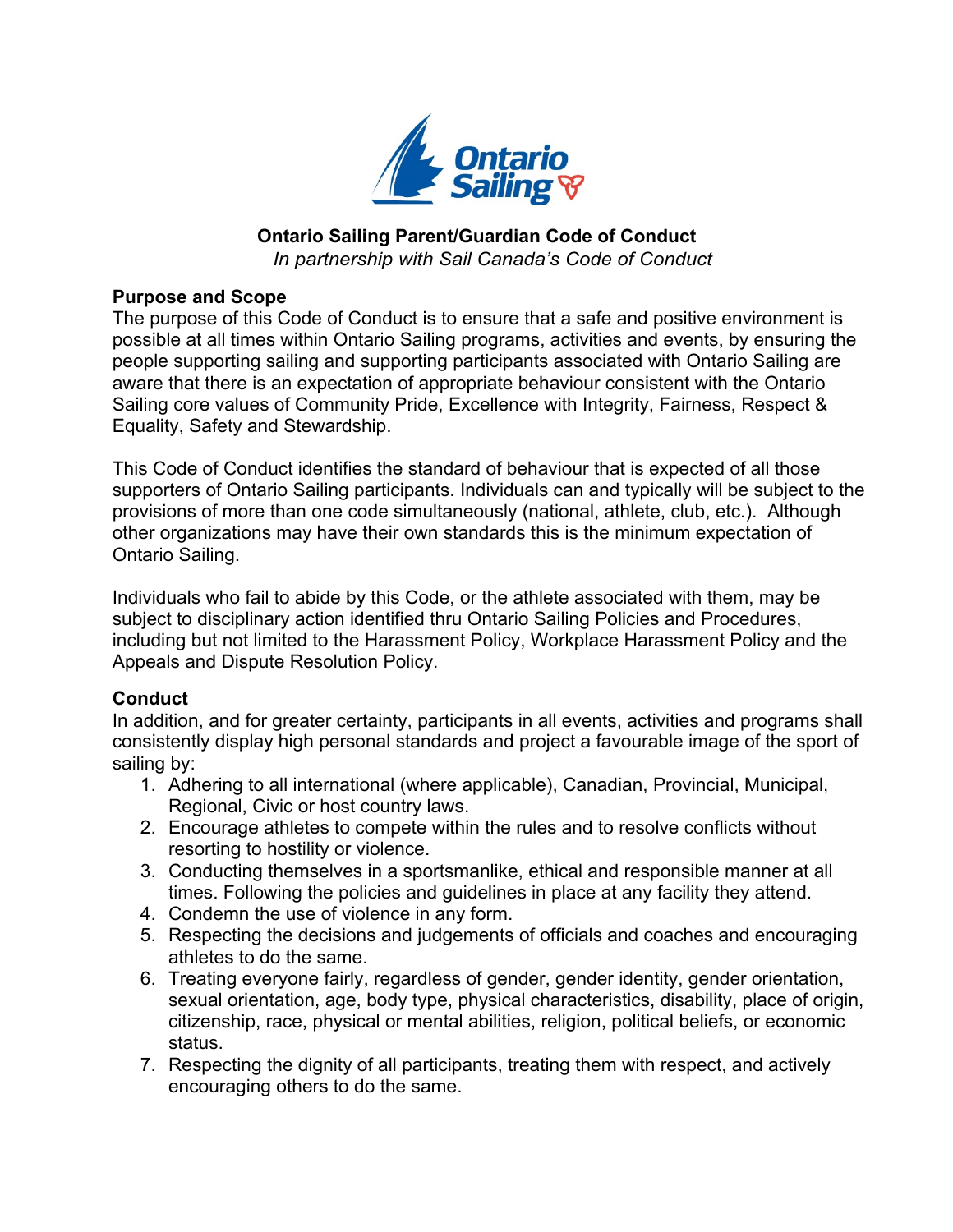# Ontario Sailing Parent/Guardian Code of Conduct

*In partnership with Sail Canada's Code of Conduct*

## Purpose and Scope

The purpose of this Code of Conduct is to ensure that a safe and positive environment is possible at all times within Ontario Sailing programs, activities and events, by ensuring the people supporting sailing and supporting participants associated with Ontario Sailing are aware that there is an expectation of appropriate behaviour consistent with the Ontario Sailing core values of Community Pride, Excellence with Integrity, Fairness, Respect & Equality, Safety and Stewardship.

This Code of Conduct identifies the standard of behaviour that is expected of all those supporters of Ontario Sailing participants. Individuals can and typically will be subject to the provisions of more than one code simultaneously (national, athlete, club, etc.). Although other organizations may have their own standards this is the minimum expectation of Ontario Sailing.

Individuals who fail to abide by this Code, or the athlete associated with them, may be subject to disciplinary action identified thru Ontario Sailing Policies and Procedures, including but not limited to the Harassment Policy, Workplace Harassment Policy and the Appeals and Dispute Resolution Policy.

## Conduct

In addition, and for greater certainty, participants in all events, activities and programs shall consistently display high personal standards and project a favourable image of the sport of sailing by:

1. Adhering to all international (where applicable), Canadian, Provincial, Municipal, Regional, Civic or host country laws.
2. Encourage athletes to compete within the rules and to resolve conflicts without resorting to hostility or violence.
3. Conducting themselves in a sportsmanlike, ethical and responsible manner at all times. Following the policies and guidelines in place at any facility they attend.
4. Condemn the use of violence in any form.
5. Respecting the decisions and judgements of officials and coaches and encouraging athletes to do the same.
6. Treating everyone fairly, regardless of gender, gender identity, gender orientation, sexual orientation, age, body type, physical characteristics, disability, place of origin, citizenship, race, physical or mental abilities, religion, political beliefs, or economic status.
7. Respecting the dignity of all participants, treating them with respect, and actively encouraging others to do the same.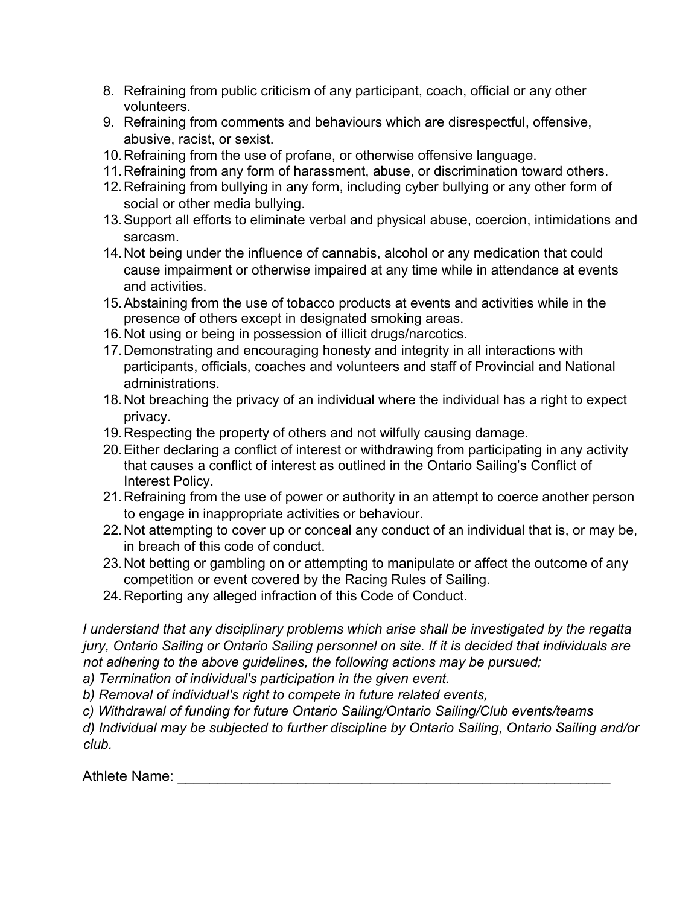8. Refraining from public criticism of any participant, coach, official or any other volunteers.
9. Refraining from comments and behaviours which are disrespectful, offensive, abusive, racist, or sexist.
10. Refraining from the use of profane, or otherwise offensive language.
11. Refraining from any form of harassment, abuse, or discrimination toward others.
12. Refraining from bullying in any form, including cyber bullying or any other form of social or other media bullying.
13. Support all efforts to eliminate verbal and physical abuse, coercion, intimidations and sarcasm.
14. Not being under the influence of cannabis, alcohol or any medication that could cause impairment or otherwise impaired at any time while in attendance at events and activities.
15. Abstaining from the use of tobacco products at events and activities while in the presence of others except in designated smoking areas.
16. Not using or being in possession of illicit drugs/narcotics.
17. Demonstrating and encouraging honesty and integrity in all interactions with participants, officials, coaches and volunteers and staff of Provincial and National administrations.
18. Not breaching the privacy of an individual where the individual has a right to expect privacy.
19. Respecting the property of others and not wilfully causing damage.
20. Either declaring a conflict of interest or withdrawing from participating in any activity that causes a conflict of interest as outlined in the Ontario Sailing's Conflict of Interest Policy.
21. Refraining from the use of power or authority in an attempt to coerce another person to engage in inappropriate activities or behaviour.
22. Not attempting to cover up or conceal any conduct of an individual that is, or may be, in breach of this code of conduct.
23. Not betting or gambling on or attempting to manipulate or affect the outcome of any competition or event covered by the Racing Rules of Sailing.
24. Reporting any alleged infraction of this Code of Conduct.

*I understand that any disciplinary problems which arise shall be investigated by the regatta jury, Ontario Sailing or Ontario Sailing personnel on site. If it is decided that individuals are not adhering to the above guidelines, the following actions may be pursued;*
*a) Termination of individual's participation in the given event.*
*b) Removal of individual's right to compete in future related events,*
*c) Withdrawal of funding for future Ontario Sailing/Ontario Sailing/Club events/teams*
*d) Individual may be subjected to further discipline by Ontario Sailing, Ontario Sailing and/or club.*

Athlete Name: ___________________________________________________________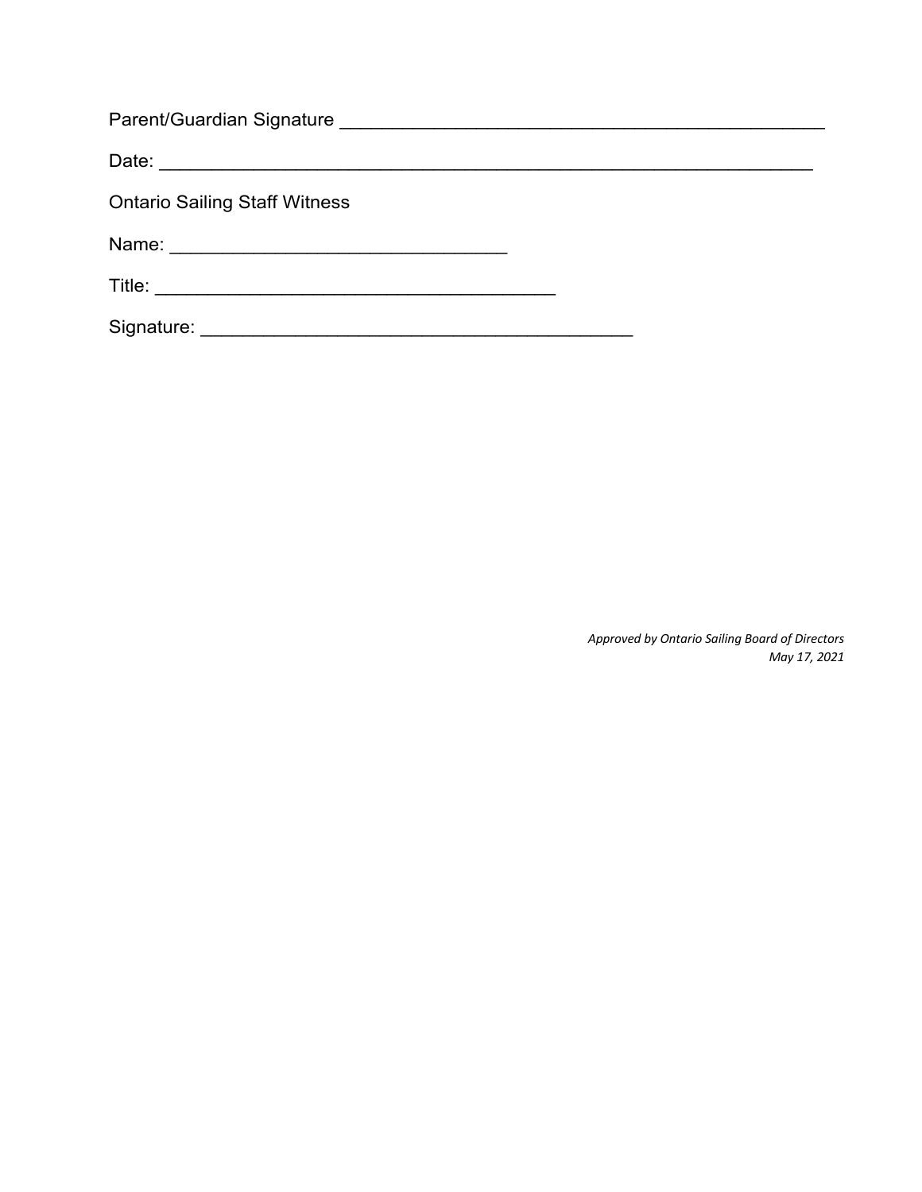Parent/Guardian Signature _______________________________________________

Date: ______________________________________________________________

Ontario Sailing Staff Witness

Name: _________________________________

Title: _______________________________________

Signature: __________________________________________

*Approved by Ontario Sailing Board of Directors*
*May 17, 2021*